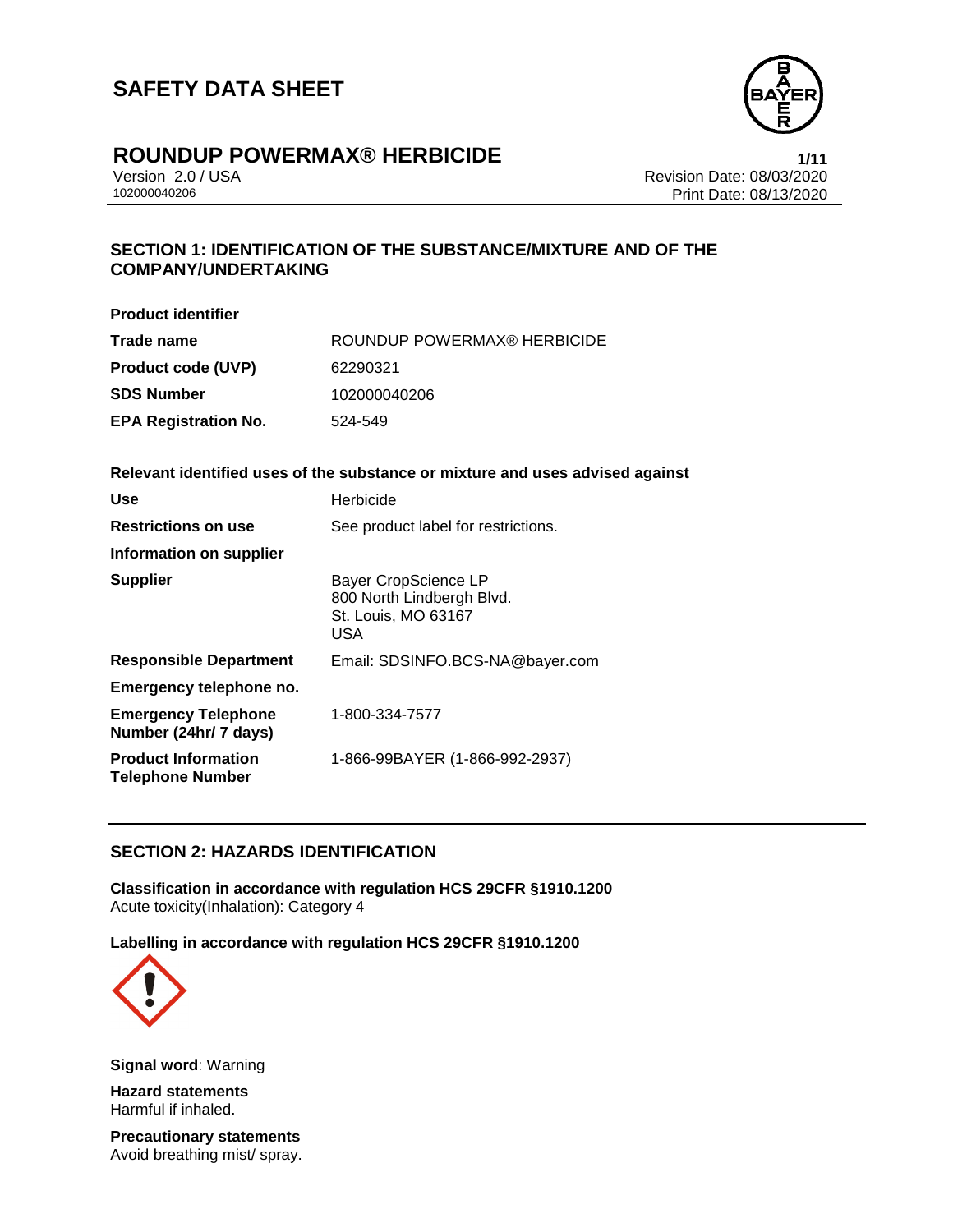# SAFETY DATA SHEET

## ROUNDUP POWERMAX® HERBICIDE

Version 2.0 / USA
102000040206

Revision Date: 08/03/2020
Print Date: 08/13/2020

### SECTION 1: IDENTIFICATION OF THE SUBSTANCE/MIXTURE AND OF THE COMPANY/UNDERTAKING

**Product identifier**

| | |
|---|---|
| **Trade name** | ROUNDUP POWERMAX® HERBICIDE |
| **Product code (UVP)** | 62290321 |
| **SDS Number** | 102000040206 |
| **EPA Registration No.** | 524-549 |

**Relevant identified uses of the substance or mixture and uses advised against**

| | |
|---|---|
| **Use** | Herbicide |
| **Restrictions on use** | See product label for restrictions. |
| **Information on supplier** | |
| **Supplier** | Bayer CropScience LP<br>800 North Lindbergh Blvd.<br>St. Louis, MO 63167<br>USA |
| **Responsible Department** | Email: SDSINFO.BCS-NA@bayer.com |
| **Emergency telephone no.** | |
| **Emergency Telephone Number (24hr/ 7 days)** | 1-800-334-7577 |
| **Product Information Telephone Number** | 1-866-99BAYER (1-866-992-2937) |

### SECTION 2: HAZARDS IDENTIFICATION

**Classification in accordance with regulation HCS 29CFR §1910.1200**
Acute toxicity(Inhalation): Category 4

**Labelling in accordance with regulation HCS 29CFR §1910.1200**

**Signal word**: Warning

**Hazard statements**
Harmful if inhaled.

**Precautionary statements**
Avoid breathing mist/ spray.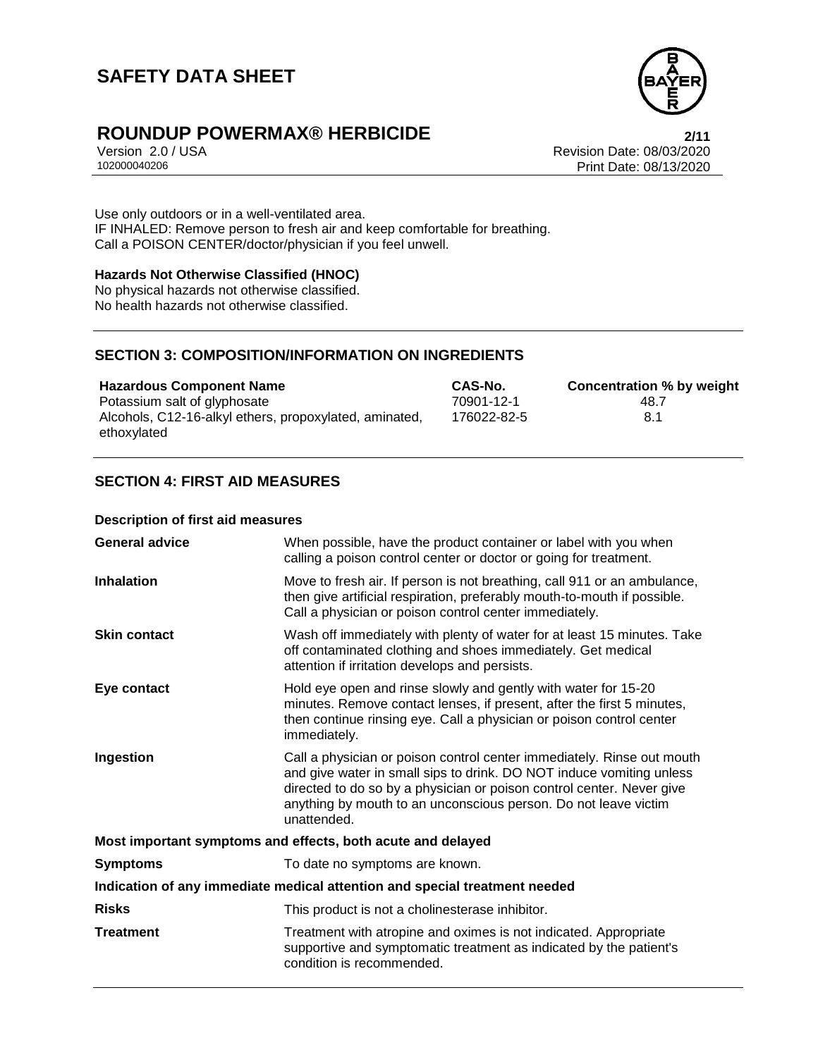Use only outdoors or in a well-ventilated area.
IF INHALED: Remove person to fresh air and keep comfortable for breathing.
Call a POISON CENTER/doctor/physician if you feel unwell.

**Hazards Not Otherwise Classified (HNOC)**
No physical hazards not otherwise classified.
No health hazards not otherwise classified.

## SECTION 3: COMPOSITION/INFORMATION ON INGREDIENTS

| Hazardous Component Name | CAS-No. | Concentration % by weight |
|---|---|---|
| Potassium salt of glyphosate | 70901-12-1 | 48.7 |
| Alcohols, C12-16-alkyl ethers, propoxylated, aminated, ethoxylated | 176022-82-5 | 8.1 |

## SECTION 4: FIRST AID MEASURES

**Description of first aid measures**

| | |
|---|---|
| **General advice** | When possible, have the product container or label with you when calling a poison control center or doctor or going for treatment. |
| **Inhalation** | Move to fresh air. If person is not breathing, call 911 or an ambulance, then give artificial respiration, preferably mouth-to-mouth if possible. Call a physician or poison control center immediately. |
| **Skin contact** | Wash off immediately with plenty of water for at least 15 minutes. Take off contaminated clothing and shoes immediately. Get medical attention if irritation develops and persists. |
| **Eye contact** | Hold eye open and rinse slowly and gently with water for 15-20 minutes. Remove contact lenses, if present, after the first 5 minutes, then continue rinsing eye. Call a physician or poison control center immediately. |
| **Ingestion** | Call a physician or poison control center immediately. Rinse out mouth and give water in small sips to drink. DO NOT induce vomiting unless directed to do so by a physician or poison control center. Never give anything by mouth to an unconscious person. Do not leave victim unattended. |

**Most important symptoms and effects, both acute and delayed**

| | |
|---|---|
| **Symptoms** | To date no symptoms are known. |

**Indication of any immediate medical attention and special treatment needed**

| | |
|---|---|
| **Risks** | This product is not a cholinesterase inhibitor. |
| **Treatment** | Treatment with atropine and oximes is not indicated. Appropriate supportive and symptomatic treatment as indicated by the patient's condition is recommended. |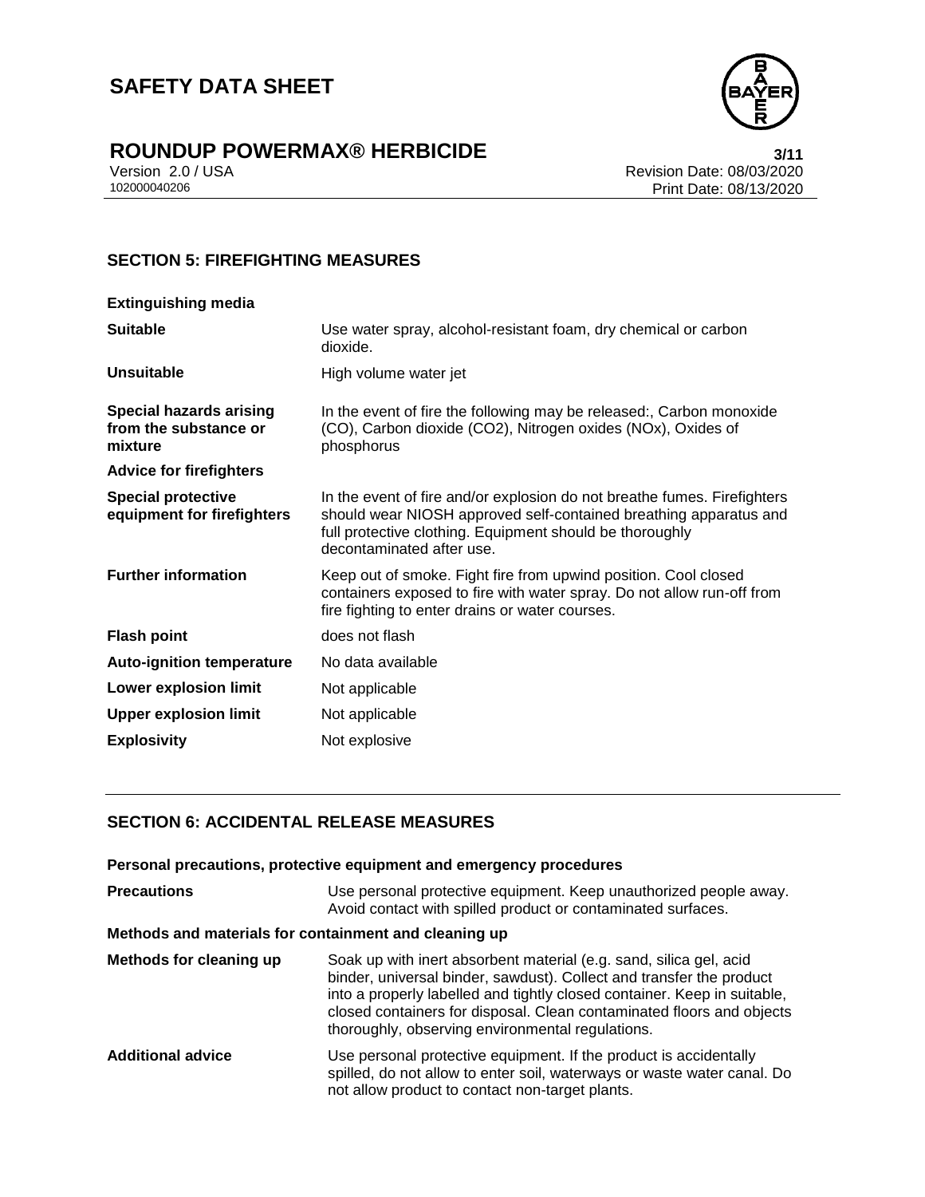## SECTION 5: FIREFIGHTING MEASURES

**Extinguishing media**

| | |
|---|---|
| **Suitable** | Use water spray, alcohol-resistant foam, dry chemical or carbon dioxide. |
| **Unsuitable** | High volume water jet |
| **Special hazards arising from the substance or mixture** | In the event of fire the following may be released:, Carbon monoxide (CO), Carbon dioxide (CO2), Nitrogen oxides (NOx), Oxides of phosphorus |

**Advice for firefighters**

| | |
|---|---|
| **Special protective equipment for firefighters** | In the event of fire and/or explosion do not breathe fumes. Firefighters should wear NIOSH approved self-contained breathing apparatus and full protective clothing. Equipment should be thoroughly decontaminated after use. |
| **Further information** | Keep out of smoke. Fight fire from upwind position. Cool closed containers exposed to fire with water spray. Do not allow run-off from fire fighting to enter drains or water courses. |
| **Flash point** | does not flash |
| **Auto-ignition temperature** | No data available |
| **Lower explosion limit** | Not applicable |
| **Upper explosion limit** | Not applicable |
| **Explosivity** | Not explosive |

## SECTION 6: ACCIDENTAL RELEASE MEASURES

**Personal precautions, protective equipment and emergency procedures**

| | |
|---|---|
| **Precautions** | Use personal protective equipment. Keep unauthorized people away. Avoid contact with spilled product or contaminated surfaces. |

**Methods and materials for containment and cleaning up**

| | |
|---|---|
| **Methods for cleaning up** | Soak up with inert absorbent material (e.g. sand, silica gel, acid binder, universal binder, sawdust). Collect and transfer the product into a properly labelled and tightly closed container. Keep in suitable, closed containers for disposal. Clean contaminated floors and objects thoroughly, observing environmental regulations. |
| **Additional advice** | Use personal protective equipment. If the product is accidentally spilled, do not allow to enter soil, waterways or waste water canal. Do not allow product to contact non-target plants. |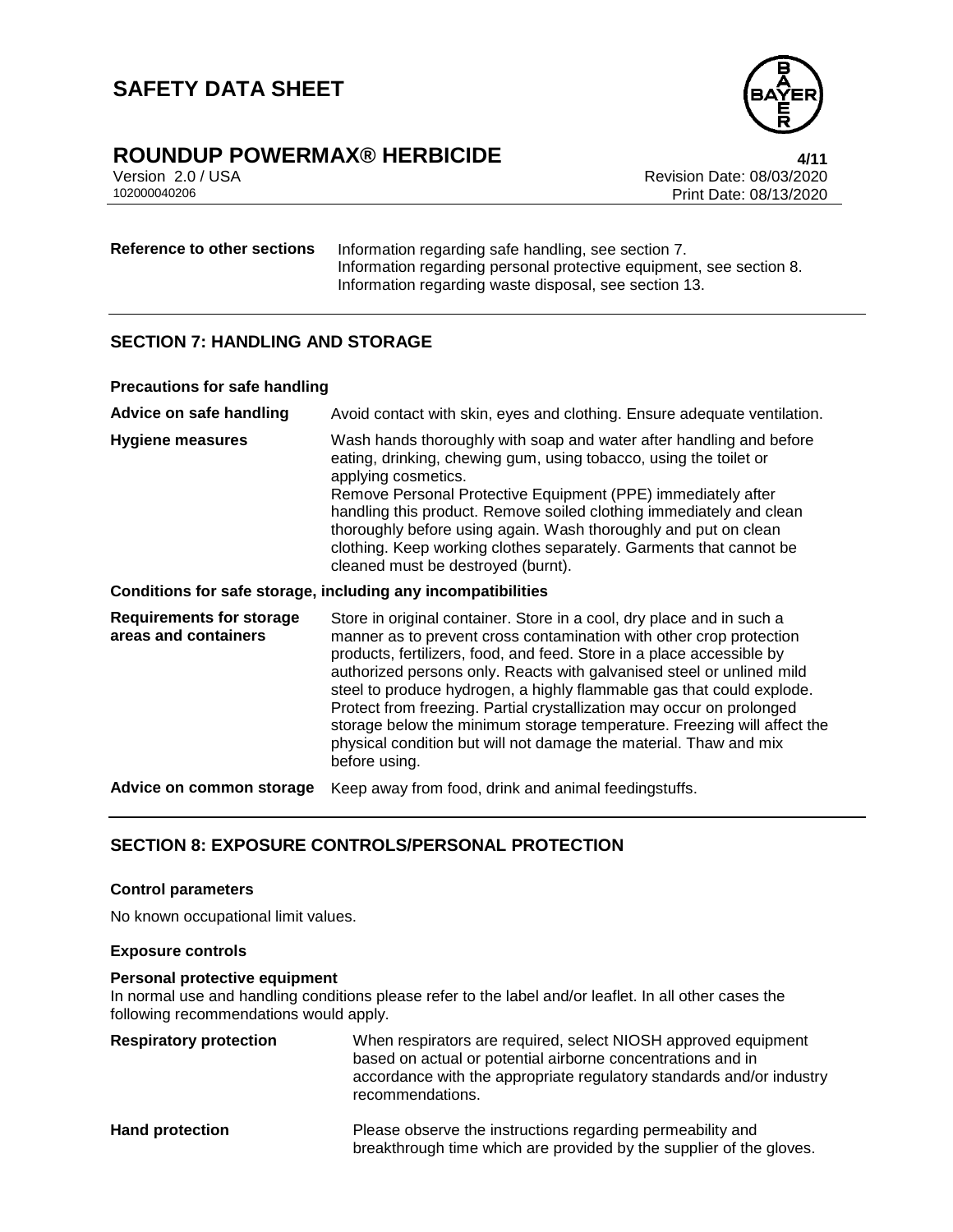| | |
|---|---|
| **Reference to other sections** | Information regarding safe handling, see section 7.<br>Information regarding personal protective equipment, see section 8.<br>Information regarding waste disposal, see section 13. |

## SECTION 7: HANDLING AND STORAGE

### Precautions for safe handling

| | |
|---|---|
| **Advice on safe handling** | Avoid contact with skin, eyes and clothing. Ensure adequate ventilation. |
| **Hygiene measures** | Wash hands thoroughly with soap and water after handling and before eating, drinking, chewing gum, using tobacco, using the toilet or applying cosmetics.<br>Remove Personal Protective Equipment (PPE) immediately after handling this product. Remove soiled clothing immediately and clean thoroughly before using again. Wash thoroughly and put on clean clothing. Keep working clothes separately. Garments that cannot be cleaned must be destroyed (burnt). |

### Conditions for safe storage, including any incompatibilities

| | |
|---|---|
| **Requirements for storage areas and containers** | Store in original container. Store in a cool, dry place and in such a manner as to prevent cross contamination with other crop protection products, fertilizers, food, and feed. Store in a place accessible by authorized persons only. Reacts with galvanised steel or unlined mild steel to produce hydrogen, a highly flammable gas that could explode. Protect from freezing. Partial crystallization may occur on prolonged storage below the minimum storage temperature. Freezing will affect the physical condition but will not damage the material. Thaw and mix before using. |
| **Advice on common storage** | Keep away from food, drink and animal feedingstuffs. |

## SECTION 8: EXPOSURE CONTROLS/PERSONAL PROTECTION

### Control parameters

No known occupational limit values.

### Exposure controls

**Personal protective equipment**

In normal use and handling conditions please refer to the label and/or leaflet. In all other cases the following recommendations would apply.

| | |
|---|---|
| **Respiratory protection** | When respirators are required, select NIOSH approved equipment based on actual or potential airborne concentrations and in accordance with the appropriate regulatory standards and/or industry recommendations. |
| **Hand protection** | Please observe the instructions regarding permeability and breakthrough time which are provided by the supplier of the gloves. |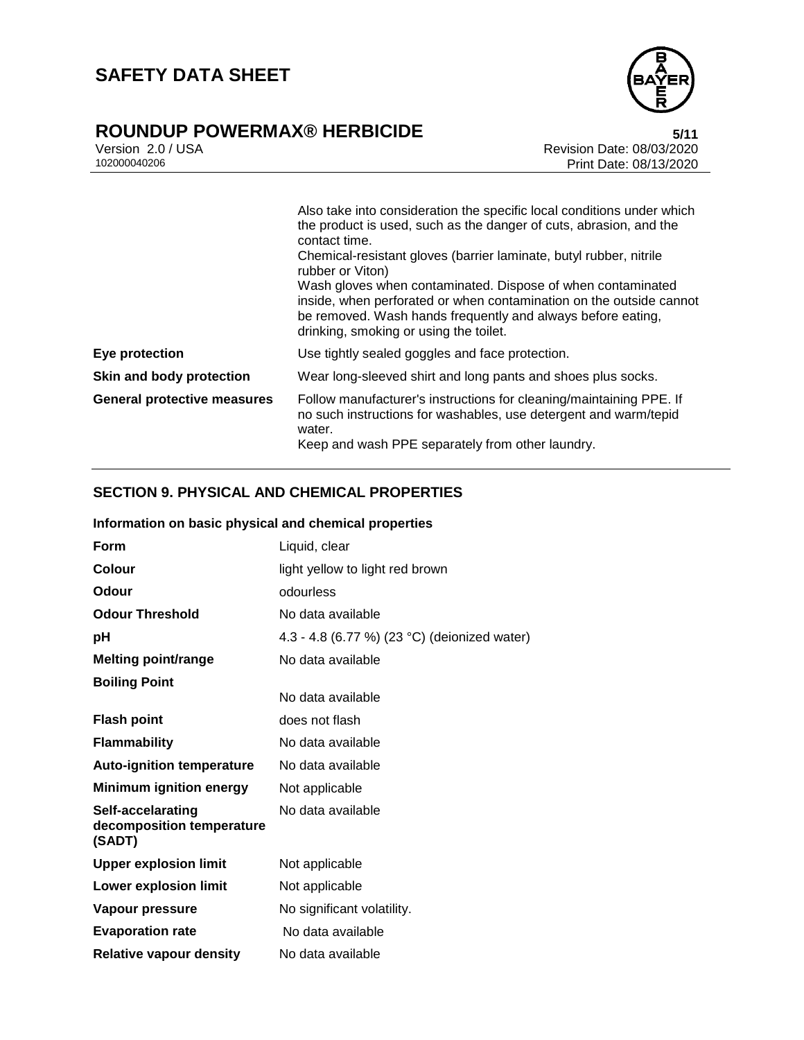| | |
|---|---|
| | Also take into consideration the specific local conditions under which the product is used, such as the danger of cuts, abrasion, and the contact time.<br>Chemical-resistant gloves (barrier laminate, butyl rubber, nitrile rubber or Viton)<br>Wash gloves when contaminated. Dispose of when contaminated inside, when perforated or when contamination on the outside cannot be removed. Wash hands frequently and always before eating, drinking, smoking or using the toilet. |
| **Eye protection** | Use tightly sealed goggles and face protection. |
| **Skin and body protection** | Wear long-sleeved shirt and long pants and shoes plus socks. |
| **General protective measures** | Follow manufacturer's instructions for cleaning/maintaining PPE. If no such instructions for washables, use detergent and warm/tepid water.<br>Keep and wash PPE separately from other laundry. |

## SECTION 9. PHYSICAL AND CHEMICAL PROPERTIES

**Information on basic physical and chemical properties**

| | |
|---|---|
| **Form** | Liquid, clear |
| **Colour** | light yellow to light red brown |
| **Odour** | odourless |
| **Odour Threshold** | No data available |
| **pH** | 4.3 - 4.8 (6.77 %) (23 °C) (deionized water) |
| **Melting point/range** | No data available |
| **Boiling Point** | No data available |
| **Flash point** | does not flash |
| **Flammability** | No data available |
| **Auto-ignition temperature** | No data available |
| **Minimum ignition energy** | Not applicable |
| **Self-accelarating decomposition temperature (SADT)** | No data available |
| **Upper explosion limit** | Not applicable |
| **Lower explosion limit** | Not applicable |
| **Vapour pressure** | No significant volatility. |
| **Evaporation rate** | No data available |
| **Relative vapour density** | No data available |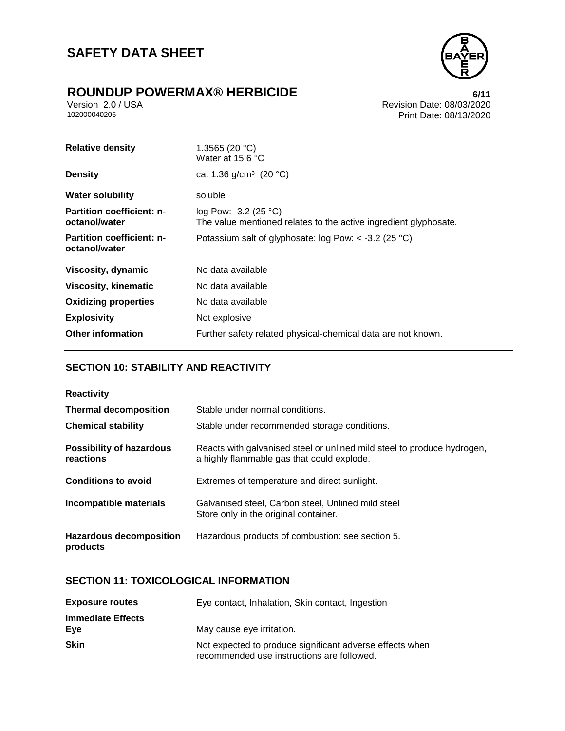| | |
|---|---|
| **Relative density** | 1.3565 (20 °C)<br>Water at 15,6 °C |
| **Density** | ca. 1.36 g/cm³ (20 °C) |
| **Water solubility** | soluble |
| **Partition coefficient: n-octanol/water** | log Pow: -3.2 (25 °C)<br>The value mentioned relates to the active ingredient glyphosate. |
| **Partition coefficient: n-octanol/water** | Potassium salt of glyphosate: log Pow: < -3.2 (25 °C) |
| **Viscosity, dynamic** | No data available |
| **Viscosity, kinematic** | No data available |
| **Oxidizing properties** | No data available |
| **Explosivity** | Not explosive |
| **Other information** | Further safety related physical-chemical data are not known. |

## SECTION 10: STABILITY AND REACTIVITY

**Reactivity**

| | |
|---|---|
| **Thermal decomposition** | Stable under normal conditions. |
| **Chemical stability** | Stable under recommended storage conditions. |
| **Possibility of hazardous reactions** | Reacts with galvanised steel or unlined mild steel to produce hydrogen, a highly flammable gas that could explode. |
| **Conditions to avoid** | Extremes of temperature and direct sunlight. |
| **Incompatible materials** | Galvanised steel, Carbon steel, Unlined mild steel<br>Store only in the original container. |
| **Hazardous decomposition products** | Hazardous products of combustion: see section 5. |

## SECTION 11: TOXICOLOGICAL INFORMATION

| | |
|---|---|
| **Exposure routes** | Eye contact, Inhalation, Skin contact, Ingestion |
| **Immediate Effects**<br>**Eye** | May cause eye irritation. |
| **Skin** | Not expected to produce significant adverse effects when recommended use instructions are followed. |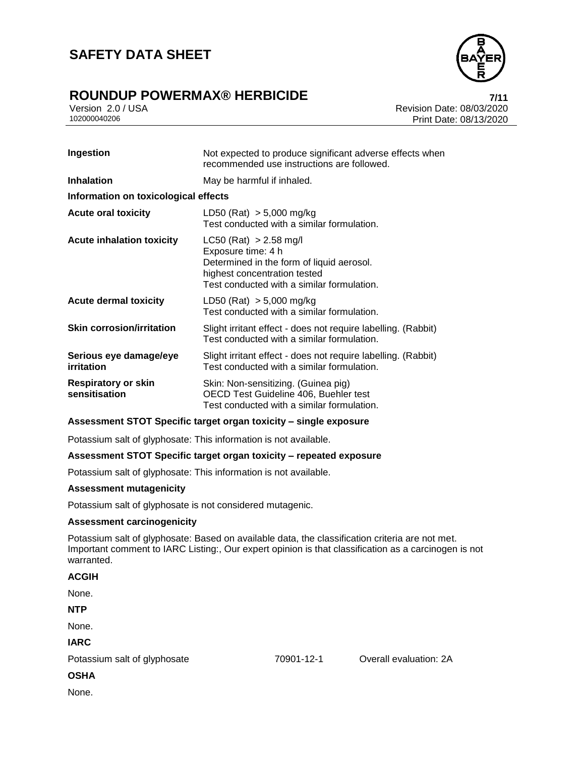| | |
|---|---|
| **Ingestion** | Not expected to produce significant adverse effects when recommended use instructions are followed. |
| **Inhalation** | May be harmful if inhaled. |

**Information on toxicological effects**

| | |
|---|---|
| **Acute oral toxicity** | LD50 (Rat) > 5,000 mg/kg<br>Test conducted with a similar formulation. |
| **Acute inhalation toxicity** | LC50 (Rat) > 2.58 mg/l<br>Exposure time: 4 h<br>Determined in the form of liquid aerosol.<br>highest concentration tested<br>Test conducted with a similar formulation. |
| **Acute dermal toxicity** | LD50 (Rat) > 5,000 mg/kg<br>Test conducted with a similar formulation. |
| **Skin corrosion/irritation** | Slight irritant effect - does not require labelling. (Rabbit)<br>Test conducted with a similar formulation. |
| **Serious eye damage/eye irritation** | Slight irritant effect - does not require labelling. (Rabbit)<br>Test conducted with a similar formulation. |
| **Respiratory or skin sensitisation** | Skin: Non-sensitizing. (Guinea pig)<br>OECD Test Guideline 406, Buehler test<br>Test conducted with a similar formulation. |

**Assessment STOT Specific target organ toxicity – single exposure**

Potassium salt of glyphosate: This information is not available.

**Assessment STOT Specific target organ toxicity – repeated exposure**

Potassium salt of glyphosate: This information is not available.

**Assessment mutagenicity**

Potassium salt of glyphosate is not considered mutagenic.

**Assessment carcinogenicity**

Potassium salt of glyphosate: Based on available data, the classification criteria are not met.
Important comment to IARC Listing:, Our expert opinion is that classification as a carcinogen is not warranted.

**ACGIH**

None.

**NTP**

None.

**IARC**

| | | |
|---|---|---|
| Potassium salt of glyphosate | 70901-12-1 | Overall evaluation: 2A |

**OSHA**

None.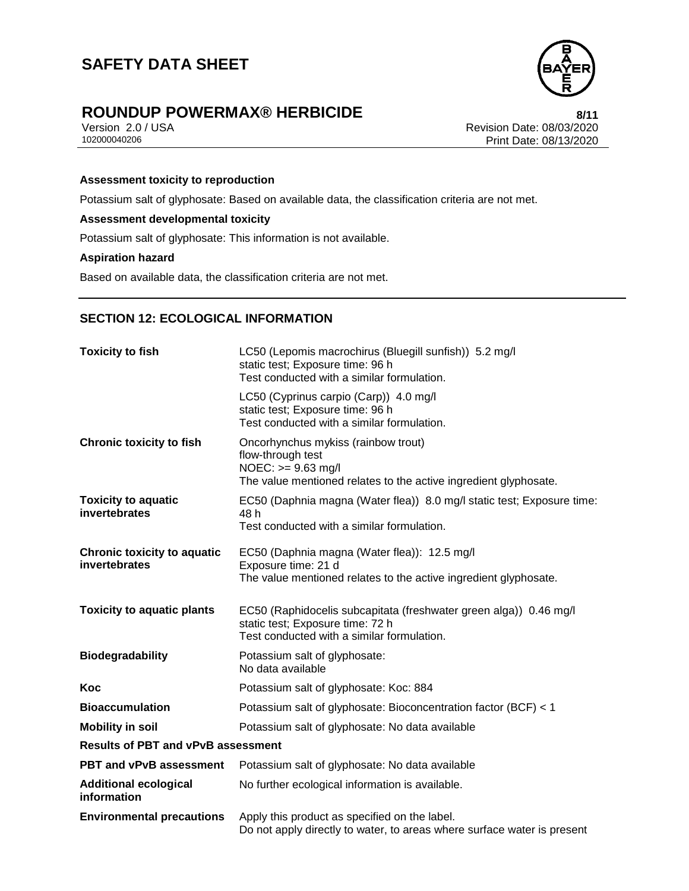**Assessment toxicity to reproduction**

Potassium salt of glyphosate: Based on available data, the classification criteria are not met.

**Assessment developmental toxicity**

Potassium salt of glyphosate: This information is not available.

**Aspiration hazard**

Based on available data, the classification criteria are not met.

## SECTION 12: ECOLOGICAL INFORMATION

| | |
|---|---|
| **Toxicity to fish** | LC50 (Lepomis macrochirus (Bluegill sunfish)) 5.2 mg/l<br>static test; Exposure time: 96 h<br>Test conducted with a similar formulation. |
| | LC50 (Cyprinus carpio (Carp)) 4.0 mg/l<br>static test; Exposure time: 96 h<br>Test conducted with a similar formulation. |
| **Chronic toxicity to fish** | Oncorhynchus mykiss (rainbow trout)<br>flow-through test<br>NOEC: >= 9.63 mg/l<br>The value mentioned relates to the active ingredient glyphosate. |
| **Toxicity to aquatic invertebrates** | EC50 (Daphnia magna (Water flea)) 8.0 mg/l static test; Exposure time: 48 h<br>Test conducted with a similar formulation. |
| **Chronic toxicity to aquatic invertebrates** | EC50 (Daphnia magna (Water flea)): 12.5 mg/l<br>Exposure time: 21 d<br>The value mentioned relates to the active ingredient glyphosate. |
| **Toxicity to aquatic plants** | EC50 (Raphidocelis subcapitata (freshwater green alga)) 0.46 mg/l<br>static test; Exposure time: 72 h<br>Test conducted with a similar formulation. |
| **Biodegradability** | Potassium salt of glyphosate:<br>No data available |
| **Koc** | Potassium salt of glyphosate: Koc: 884 |
| **Bioaccumulation** | Potassium salt of glyphosate: Bioconcentration factor (BCF) < 1 |
| **Mobility in soil** | Potassium salt of glyphosate: No data available |

**Results of PBT and vPvB assessment**

| | |
|---|---|
| **PBT and vPvB assessment** | Potassium salt of glyphosate: No data available |
| **Additional ecological information** | No further ecological information is available. |
| **Environmental precautions** | Apply this product as specified on the label.<br>Do not apply directly to water, to areas where surface water is present |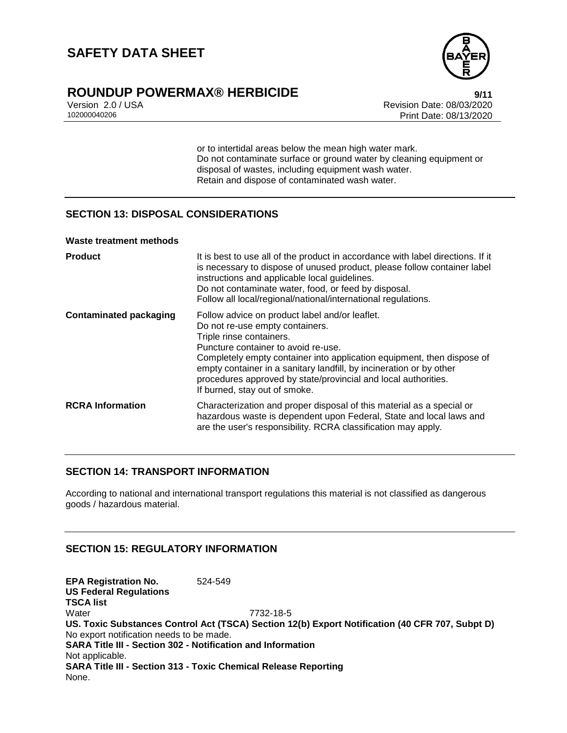or to intertidal areas below the mean high water mark.
Do not contaminate surface or ground water by cleaning equipment or disposal of wastes, including equipment wash water.
Retain and dispose of contaminated wash water.

## SECTION 13: DISPOSAL CONSIDERATIONS

**Waste treatment methods**

**Product**
It is best to use all of the product in accordance with label directions. If it is necessary to dispose of unused product, please follow container label instructions and applicable local guidelines.
Do not contaminate water, food, or feed by disposal.
Follow all local/regional/national/international regulations.

**Contaminated packaging**
Follow advice on product label and/or leaflet.
Do not re-use empty containers.
Triple rinse containers.
Puncture container to avoid re-use.
Completely empty container into application equipment, then dispose of empty container in a sanitary landfill, by incineration or by other procedures approved by state/provincial and local authorities.
If burned, stay out of smoke.

**RCRA Information**
Characterization and proper disposal of this material as a special or hazardous waste is dependent upon Federal, State and local laws and are the user's responsibility. RCRA classification may apply.

## SECTION 14: TRANSPORT INFORMATION

According to national and international transport regulations this material is not classified as dangerous goods / hazardous material.

## SECTION 15: REGULATORY INFORMATION

**EPA Registration No.** 524-549
**US Federal Regulations**
**TSCA list**
Water 7732-18-5
**US. Toxic Substances Control Act (TSCA) Section 12(b) Export Notification (40 CFR 707, Subpt D)**
No export notification needs to be made.
**SARA Title III - Section 302 - Notification and Information**
Not applicable.
**SARA Title III - Section 313 - Toxic Chemical Release Reporting**
None.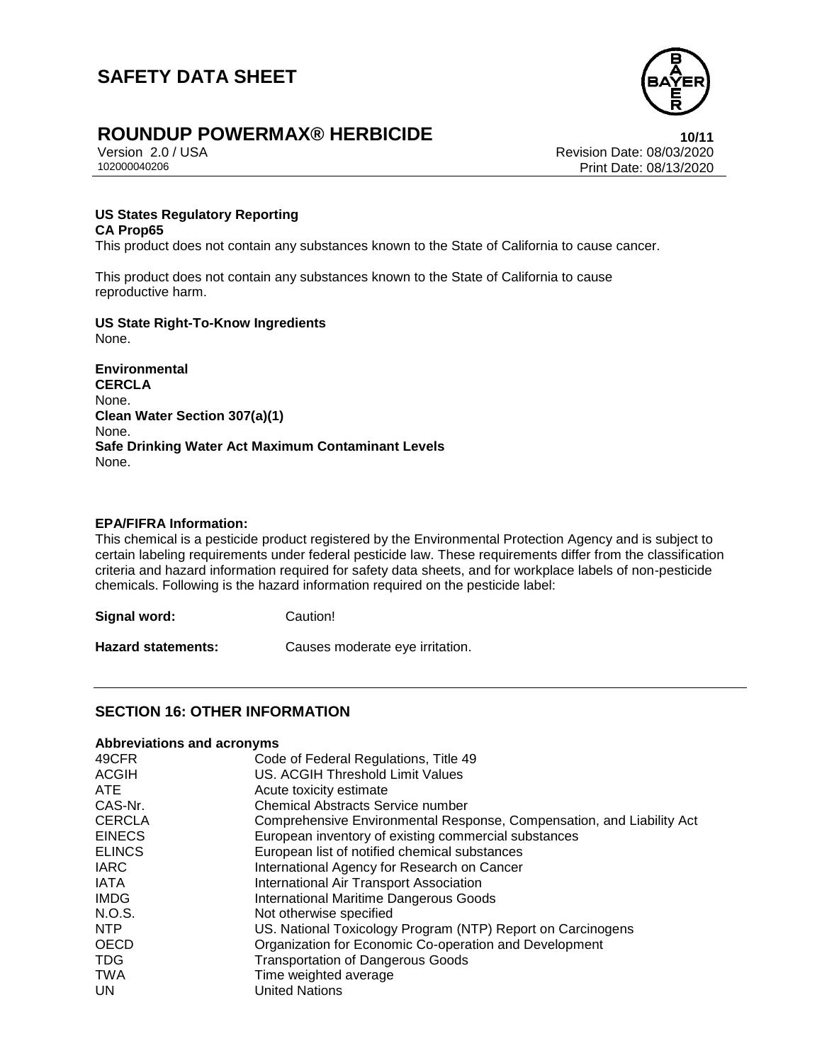**US States Regulatory Reporting**

**CA Prop65**

This product does not contain any substances known to the State of California to cause cancer.

This product does not contain any substances known to the State of California to cause reproductive harm.

**US State Right-To-Know Ingredients**

None.

**Environmental**

**CERCLA**

None.

**Clean Water Section 307(a)(1)**

None.

**Safe Drinking Water Act Maximum Contaminant Levels**

None.

**EPA/FIFRA Information:**

This chemical is a pesticide product registered by the Environmental Protection Agency and is subject to certain labeling requirements under federal pesticide law. These requirements differ from the classification criteria and hazard information required for safety data sheets, and for workplace labels of non-pesticide chemicals. Following is the hazard information required on the pesticide label:

**Signal word:** Caution!

**Hazard statements:** Causes moderate eye irritation.

## SECTION 16: OTHER INFORMATION

**Abbreviations and acronyms**

| | |
|---|---|
| 49CFR | Code of Federal Regulations, Title 49 |
| ACGIH | US. ACGIH Threshold Limit Values |
| ATE | Acute toxicity estimate |
| CAS-Nr. | Chemical Abstracts Service number |
| CERCLA | Comprehensive Environmental Response, Compensation, and Liability Act |
| EINECS | European inventory of existing commercial substances |
| ELINCS | European list of notified chemical substances |
| IARC | International Agency for Research on Cancer |
| IATA | International Air Transport Association |
| IMDG | International Maritime Dangerous Goods |
| N.O.S. | Not otherwise specified |
| NTP | US. National Toxicology Program (NTP) Report on Carcinogens |
| OECD | Organization for Economic Co-operation and Development |
| TDG | Transportation of Dangerous Goods |
| TWA | Time weighted average |
| UN | United Nations |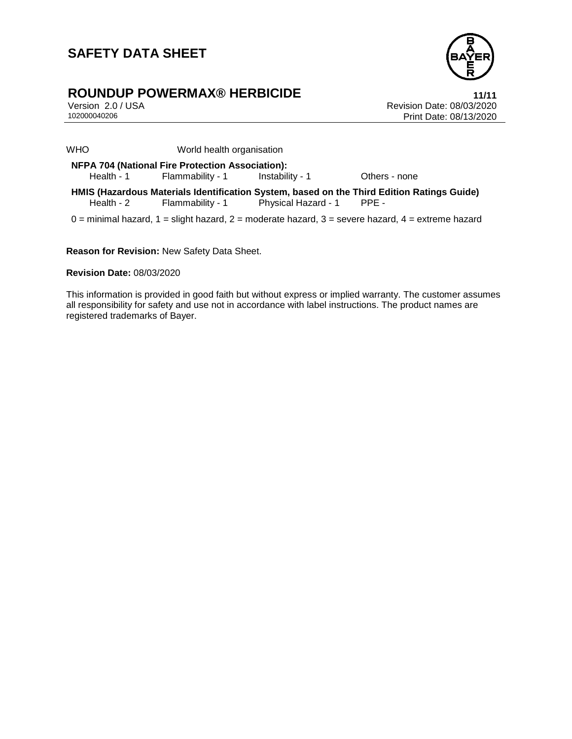| | |
|---|---|
| WHO | World health organisation |

**NFPA 704 (National Fire Protection Association):**

| | | | |
|---|---|---|---|
| Health - 1 | Flammability - 1 | Instability - 1 | Others - none |

**HMIS (Hazardous Materials Identification System, based on the Third Edition Ratings Guide)**

| | | | |
|---|---|---|---|
| Health - 2 | Flammability - 1 | Physical Hazard - 1 | PPE - |

0 = minimal hazard, 1 = slight hazard, 2 = moderate hazard, 3 = severe hazard, 4 = extreme hazard

**Reason for Revision:** New Safety Data Sheet.

**Revision Date:** 08/03/2020

This information is provided in good faith but without express or implied warranty. The customer assumes all responsibility for safety and use not in accordance with label instructions. The product names are registered trademarks of Bayer.